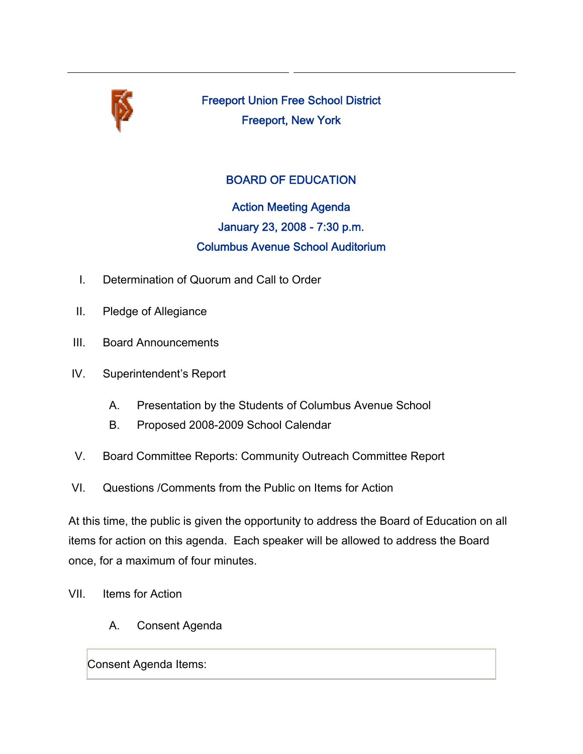# Freeport Union Free School District

## Freeport, New York

## BOARD OF EDUCATION

### Action Meeting Agenda

### January 23, 2008 - 7:30 p.m.

### Columbus Avenue School Auditorium

I. Determination of Quorum and Call to Order

II. Pledge of Allegiance

III. Board Announcements

IV. Superintendent's Report

- A. Presentation by the Students of Columbus Avenue School
- B. Proposed 2008-2009 School Calendar

V. Board Committee Reports: Community Outreach Committee Report

VI. Questions /Comments from the Public on Items for Action

At this time, the public is given the opportunity to address the Board of Education on all items for action on this agenda. Each speaker will be allowed to address the Board once, for a maximum of four minutes.

VII. Items for Action

- A. Consent Agenda

| Consent Agenda Items: |
|---|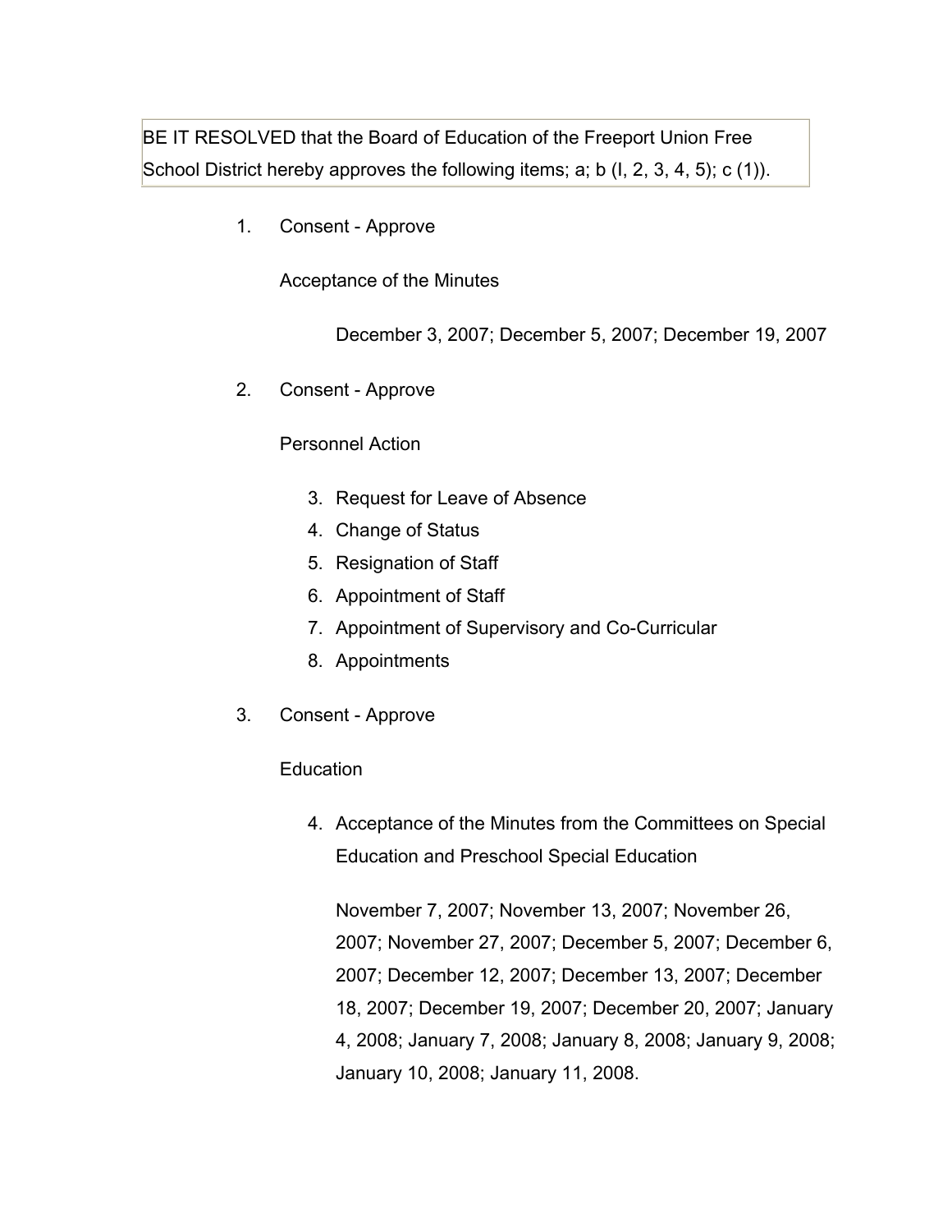BE IT RESOLVED that the Board of Education of the Freeport Union Free School District hereby approves the following items; a; b (I, 2, 3, 4, 5); c (1)).

1. Consent - Approve

   Acceptance of the Minutes

   December 3, 2007; December 5, 2007; December 19, 2007

2. Consent - Approve

   Personnel Action

   3. Request for Leave of Absence
   4. Change of Status
   5. Resignation of Staff
   6. Appointment of Staff
   7. Appointment of Supervisory and Co-Curricular
   8. Appointments

3. Consent - Approve

   Education

   4. Acceptance of the Minutes from the Committees on Special Education and Preschool Special Education

      November 7, 2007; November 13, 2007; November 26, 2007; November 27, 2007; December 5, 2007; December 6, 2007; December 12, 2007; December 13, 2007; December 18, 2007; December 19, 2007; December 20, 2007; January 4, 2008; January 7, 2008; January 8, 2008; January 9, 2008; January 10, 2008; January 11, 2008.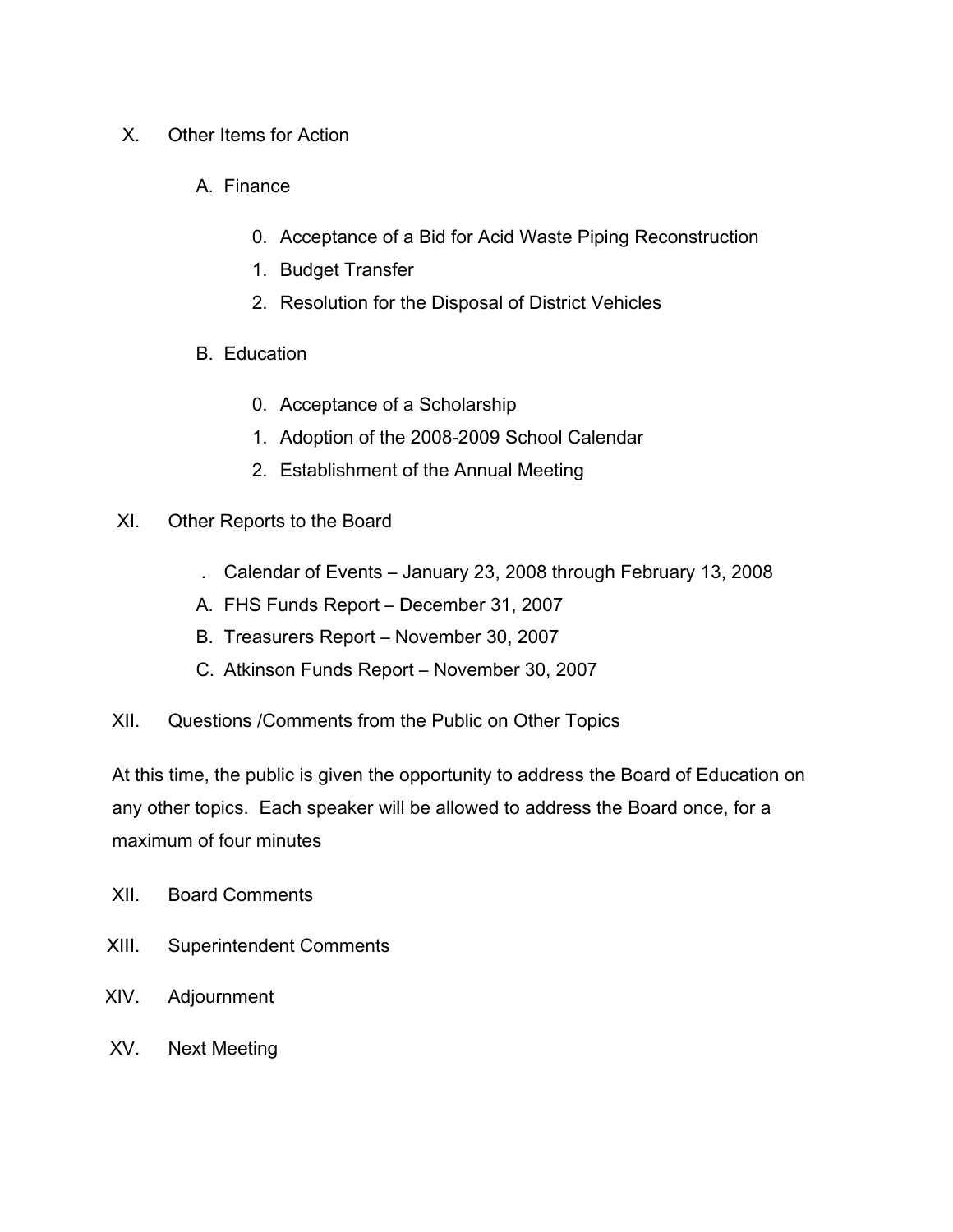X. Other Items for Action

   A. Finance

      0. Acceptance of a Bid for Acid Waste Piping Reconstruction
      1. Budget Transfer
      2. Resolution for the Disposal of District Vehicles

   B. Education

      0. Acceptance of a Scholarship
      1. Adoption of the 2008-2009 School Calendar
      2. Establishment of the Annual Meeting

XI. Other Reports to the Board

   . Calendar of Events – January 23, 2008 through February 13, 2008
   A. FHS Funds Report – December 31, 2007
   B. Treasurers Report – November 30, 2007
   C. Atkinson Funds Report – November 30, 2007

XII. Questions /Comments from the Public on Other Topics

At this time, the public is given the opportunity to address the Board of Education on any other topics. Each speaker will be allowed to address the Board once, for a maximum of four minutes

XII. Board Comments

XIII. Superintendent Comments

XIV. Adjournment

XV. Next Meeting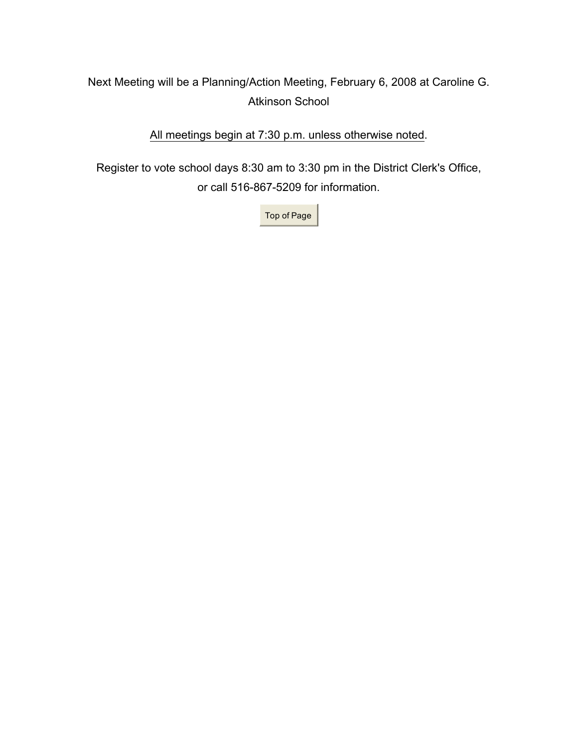Next Meeting will be a Planning/Action Meeting, February 6, 2008 at Caroline G. Atkinson School

All meetings begin at 7:30 p.m. unless otherwise noted.

Register to vote school days 8:30 am to 3:30 pm in the District Clerk's Office, or call 516-867-5209 for information.

Top of Page